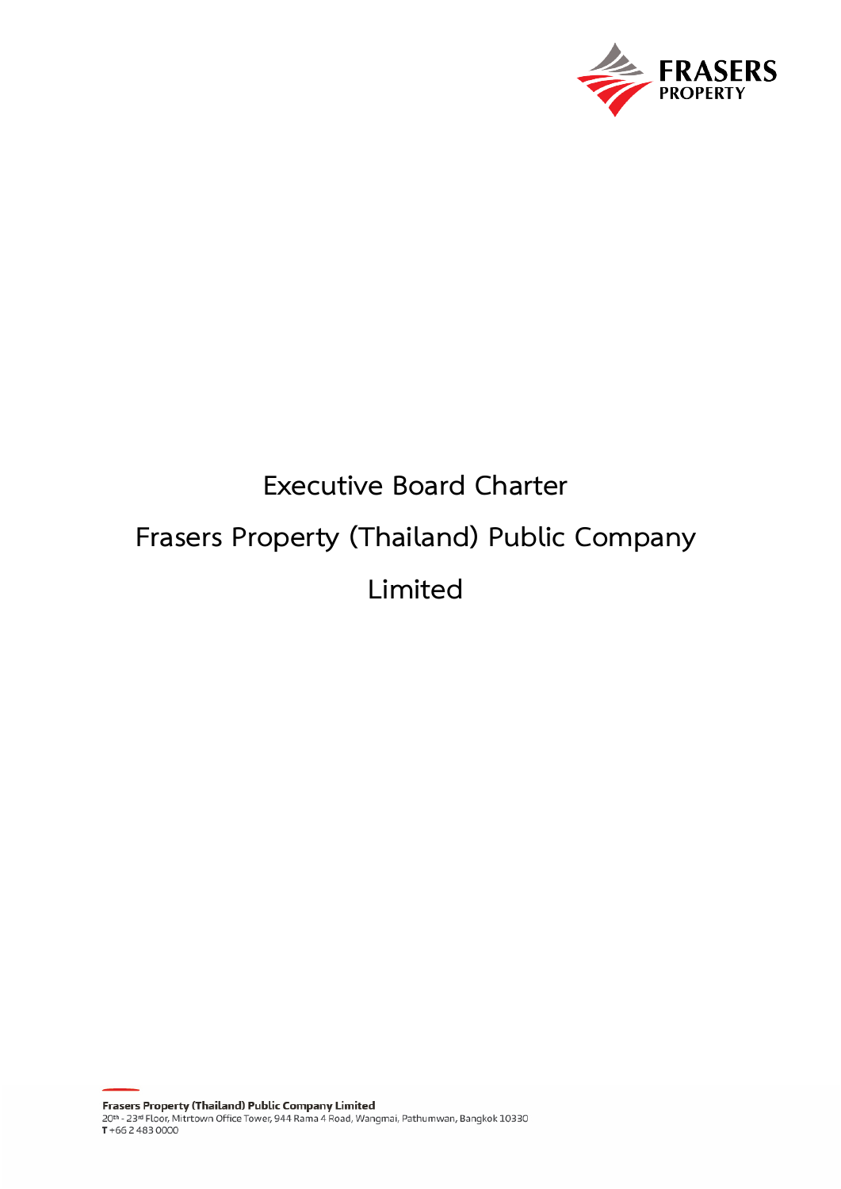# Executive Board Charter

# Frasers Property (Thailand) Public Company Limited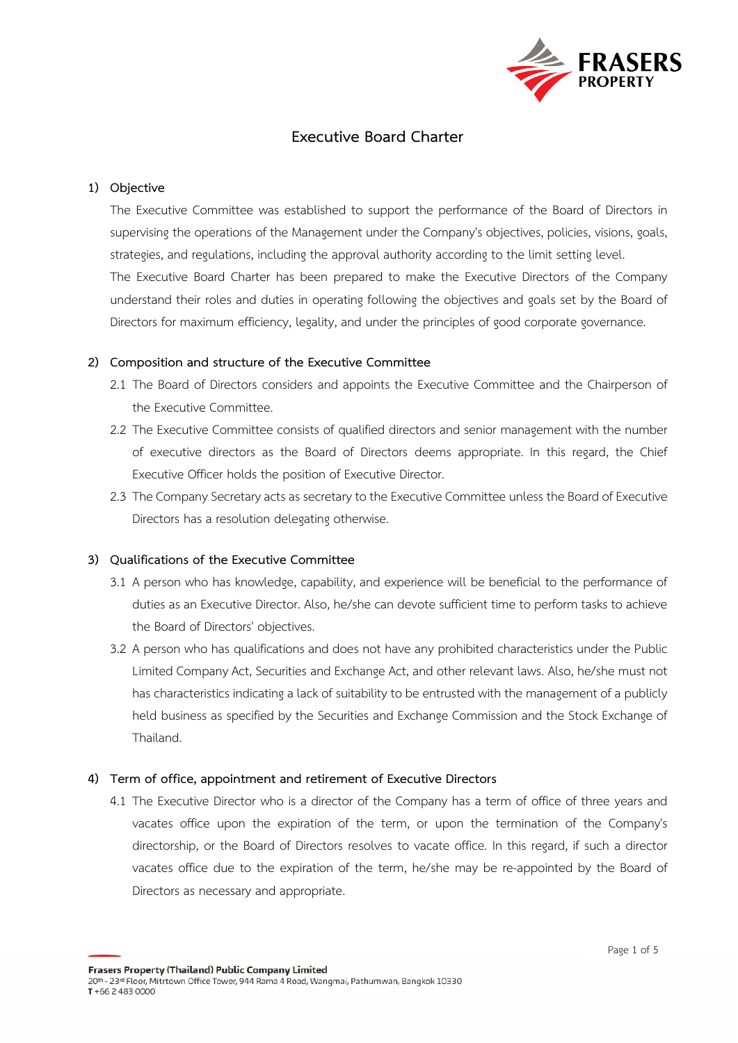# Executive Board Charter

## 1) Objective

The Executive Committee was established to support the performance of the Board of Directors in supervising the operations of the Management under the Company's objectives, policies, visions, goals, strategies, and regulations, including the approval authority according to the limit setting level.

The Executive Board Charter has been prepared to make the Executive Directors of the Company understand their roles and duties in operating following the objectives and goals set by the Board of Directors for maximum efficiency, legality, and under the principles of good corporate governance.

## 2) Composition and structure of the Executive Committee

2.1 The Board of Directors considers and appoints the Executive Committee and the Chairperson of the Executive Committee.

2.2 The Executive Committee consists of qualified directors and senior management with the number of executive directors as the Board of Directors deems appropriate. In this regard, the Chief Executive Officer holds the position of Executive Director.

2.3 The Company Secretary acts as secretary to the Executive Committee unless the Board of Executive Directors has a resolution delegating otherwise.

## 3) Qualifications of the Executive Committee

3.1 A person who has knowledge, capability, and experience will be beneficial to the performance of duties as an Executive Director. Also, he/she can devote sufficient time to perform tasks to achieve the Board of Directors' objectives.

3.2 A person who has qualifications and does not have any prohibited characteristics under the Public Limited Company Act, Securities and Exchange Act, and other relevant laws. Also, he/she must not has characteristics indicating a lack of suitability to be entrusted with the management of a publicly held business as specified by the Securities and Exchange Commission and the Stock Exchange of Thailand.

## 4) Term of office, appointment and retirement of Executive Directors

4.1 The Executive Director who is a director of the Company has a term of office of three years and vacates office upon the expiration of the term, or upon the termination of the Company's directorship, or the Board of Directors resolves to vacate office. In this regard, if such a director vacates office due to the expiration of the term, he/she may be re-appointed by the Board of Directors as necessary and appropriate.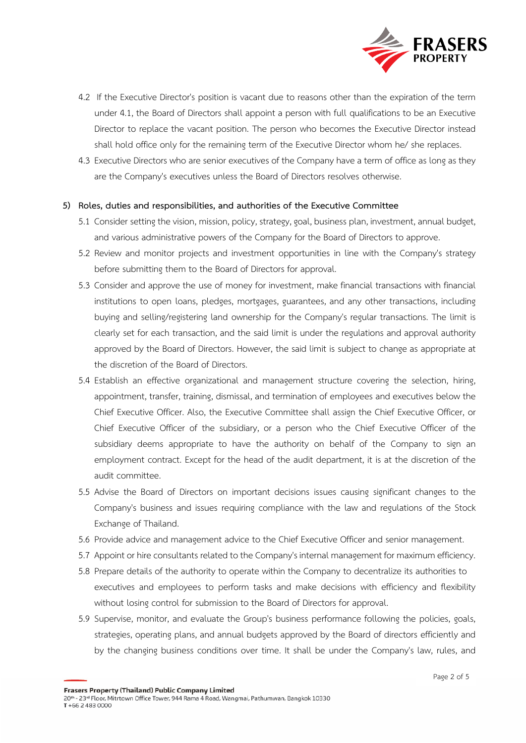4.2 If the Executive Director's position is vacant due to reasons other than the expiration of the term under 4.1, the Board of Directors shall appoint a person with full qualifications to be an Executive Director to replace the vacant position. The person who becomes the Executive Director instead shall hold office only for the remaining term of the Executive Director whom he/ she replaces.

4.3 Executive Directors who are senior executives of the Company have a term of office as long as they are the Company's executives unless the Board of Directors resolves otherwise.

**5) Roles, duties and responsibilities, and authorities of the Executive Committee**

5.1 Consider setting the vision, mission, policy, strategy, goal, business plan, investment, annual budget, and various administrative powers of the Company for the Board of Directors to approve.

5.2 Review and monitor projects and investment opportunities in line with the Company's strategy before submitting them to the Board of Directors for approval.

5.3 Consider and approve the use of money for investment, make financial transactions with financial institutions to open loans, pledges, mortgages, guarantees, and any other transactions, including buying and selling/registering land ownership for the Company's regular transactions. The limit is clearly set for each transaction, and the said limit is under the regulations and approval authority approved by the Board of Directors. However, the said limit is subject to change as appropriate at the discretion of the Board of Directors.

5.4 Establish an effective organizational and management structure covering the selection, hiring, appointment, transfer, training, dismissal, and termination of employees and executives below the Chief Executive Officer. Also, the Executive Committee shall assign the Chief Executive Officer, or Chief Executive Officer of the subsidiary, or a person who the Chief Executive Officer of the subsidiary deems appropriate to have the authority on behalf of the Company to sign an employment contract. Except for the head of the audit department, it is at the discretion of the audit committee.

5.5 Advise the Board of Directors on important decisions issues causing significant changes to the Company's business and issues requiring compliance with the law and regulations of the Stock Exchange of Thailand.

5.6 Provide advice and management advice to the Chief Executive Officer and senior management.

5.7 Appoint or hire consultants related to the Company's internal management for maximum efficiency.

5.8 Prepare details of the authority to operate within the Company to decentralize its authorities to executives and employees to perform tasks and make decisions with efficiency and flexibility without losing control for submission to the Board of Directors for approval.

5.9 Supervise, monitor, and evaluate the Group's business performance following the policies, goals, strategies, operating plans, and annual budgets approved by the Board of directors efficiently and by the changing business conditions over time. It shall be under the Company's law, rules, and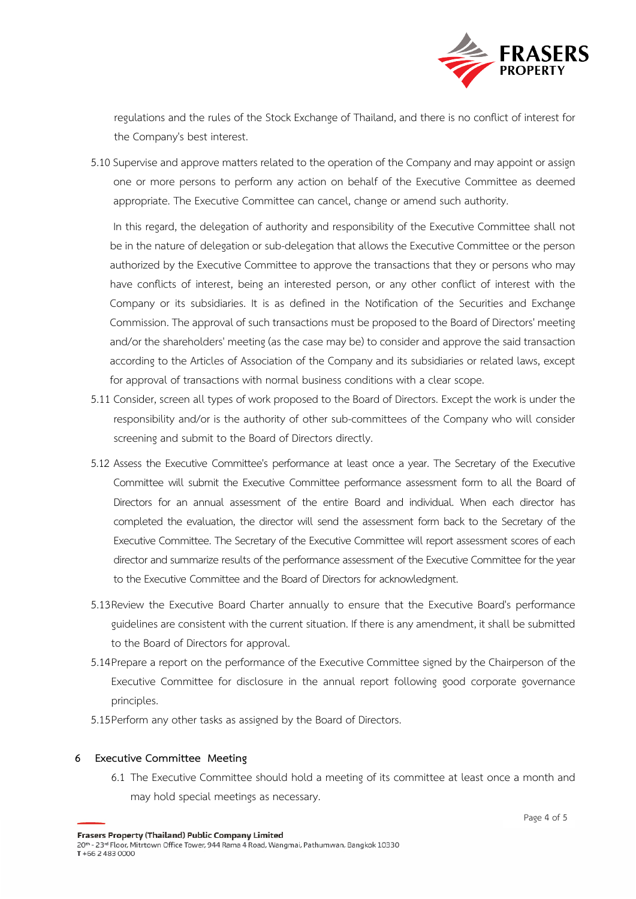regulations and the rules of the Stock Exchange of Thailand, and there is no conflict of interest for the Company's best interest.

5.10 Supervise and approve matters related to the operation of the Company and may appoint or assign one or more persons to perform any action on behalf of the Executive Committee as deemed appropriate. The Executive Committee can cancel, change or amend such authority.

In this regard, the delegation of authority and responsibility of the Executive Committee shall not be in the nature of delegation or sub-delegation that allows the Executive Committee or the person authorized by the Executive Committee to approve the transactions that they or persons who may have conflicts of interest, being an interested person, or any other conflict of interest with the Company or its subsidiaries. It is as defined in the Notification of the Securities and Exchange Commission. The approval of such transactions must be proposed to the Board of Directors' meeting and/or the shareholders' meeting (as the case may be) to consider and approve the said transaction according to the Articles of Association of the Company and its subsidiaries or related laws, except for approval of transactions with normal business conditions with a clear scope.

5.11 Consider, screen all types of work proposed to the Board of Directors. Except the work is under the responsibility and/or is the authority of other sub-committees of the Company who will consider screening and submit to the Board of Directors directly.

5.12 Assess the Executive Committee's performance at least once a year. The Secretary of the Executive Committee will submit the Executive Committee performance assessment form to all the Board of Directors for an annual assessment of the entire Board and individual. When each director has completed the evaluation, the director will send the assessment form back to the Secretary of the Executive Committee. The Secretary of the Executive Committee will report assessment scores of each director and summarize results of the performance assessment of the Executive Committee for the year to the Executive Committee and the Board of Directors for acknowledgment.

5.13 Review the Executive Board Charter annually to ensure that the Executive Board's performance guidelines are consistent with the current situation. If there is any amendment, it shall be submitted to the Board of Directors for approval.

5.14 Prepare a report on the performance of the Executive Committee signed by the Chairperson of the Executive Committee for disclosure in the annual report following good corporate governance principles.

5.15 Perform any other tasks as assigned by the Board of Directors.

## 6 Executive Committee Meeting

6.1 The Executive Committee should hold a meeting of its committee at least once a month and may hold special meetings as necessary.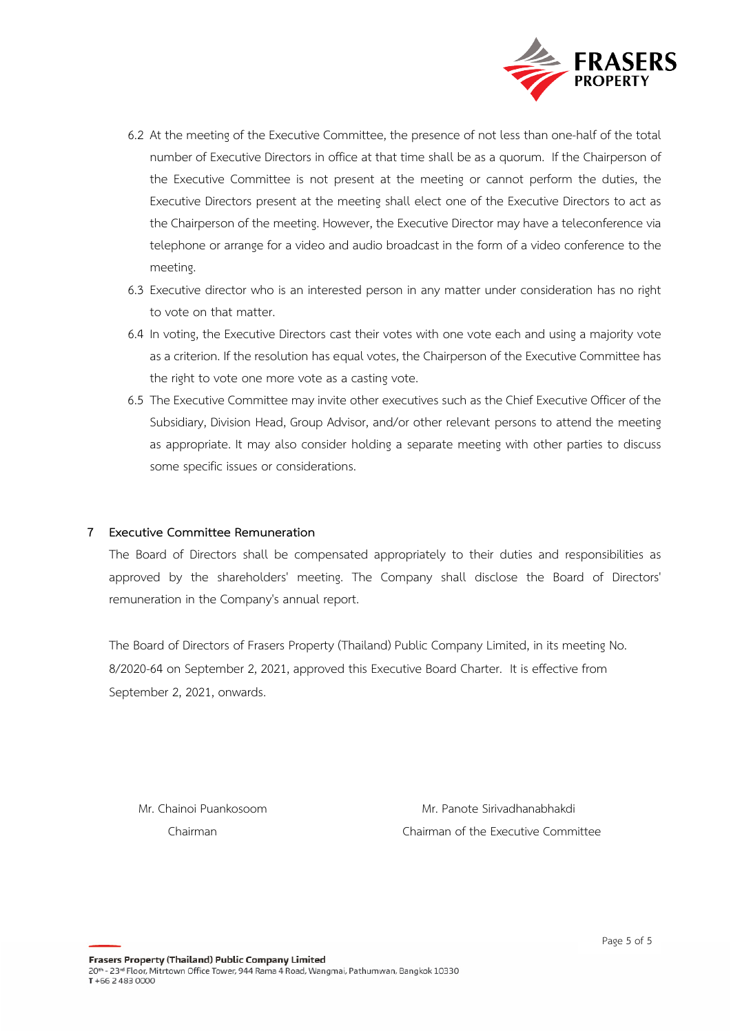6.2 At the meeting of the Executive Committee, the presence of not less than one-half of the total number of Executive Directors in office at that time shall be as a quorum. If the Chairperson of the Executive Committee is not present at the meeting or cannot perform the duties, the Executive Directors present at the meeting shall elect one of the Executive Directors to act as the Chairperson of the meeting. However, the Executive Director may have a teleconference via telephone or arrange for a video and audio broadcast in the form of a video conference to the meeting.

6.3 Executive director who is an interested person in any matter under consideration has no right to vote on that matter.

6.4 In voting, the Executive Directors cast their votes with one vote each and using a majority vote as a criterion. If the resolution has equal votes, the Chairperson of the Executive Committee has the right to vote one more vote as a casting vote.

6.5 The Executive Committee may invite other executives such as the Chief Executive Officer of the Subsidiary, Division Head, Group Advisor, and/or other relevant persons to attend the meeting as appropriate. It may also consider holding a separate meeting with other parties to discuss some specific issues or considerations.

## 7 Executive Committee Remuneration

The Board of Directors shall be compensated appropriately to their duties and responsibilities as approved by the shareholders' meeting. The Company shall disclose the Board of Directors' remuneration in the Company's annual report.

The Board of Directors of Frasers Property (Thailand) Public Company Limited, in its meeting No. 8/2020-64 on September 2, 2021, approved this Executive Board Charter. It is effective from September 2, 2021, onwards.

Mr. Chainoi Puankosoom
Chairman

Mr. Panote Sirivadhanabhakdi
Chairman of the Executive Committee

**Frasers Property (Thailand) Public Company Limited**
20th - 23rd Floor, Mitrtown Office Tower, 944 Rama 4 Road, Wangmai, Pathumwan, Bangkok 10330
T +66 2 483 0000